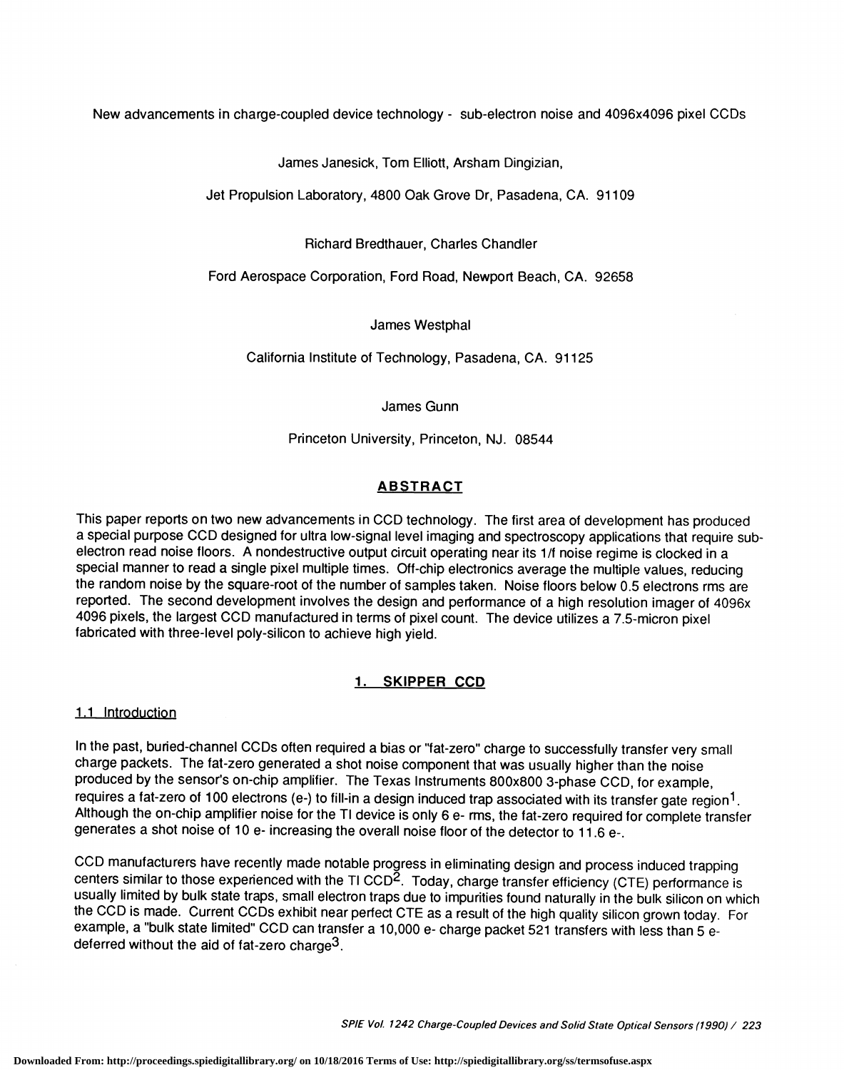# New advancements in charge-coupled device technology - sub-electron noise and 4096x4096 pixel CCDs

James Janesick, Tom Elliott, Arsham Dingizian,

Jet Propulsion Laboratory, 4800 Oak Grove Dr, Pasadena, CA. 91109

Richard Bredthauer, Charles Chandler

Ford Aerospace Corporation, Ford Road, Newport Beach, CA. 92658

James Westphal

California Institute of Technology, Pasadena, CA. 91125

James Gunn

Princeton University, Princeton, NJ. 08544

## ABSTRACT

This paper reports on two new advancements in CCD technology. The first area of development has produced a special purpose CCD designed for ultra low-signal level imaging and spectroscopy applications that require sub-electron read noise floors. A nondestructive output circuit operating near its 1/f noise regime is clocked in a special manner to read a single pixel multiple times. Off-chip electronics average the multiple values, reducing the random noise by the square-root of the number of samples taken. Noise floors below 0.5 electrons rms are reported. The second development involves the design and performance of a high resolution imager of 4096x 4096 pixels, the largest CCD manufactured in terms of pixel count. The device utilizes a 7.5-micron pixel fabricated with three-level poly-silicon to achieve high yield.

## 1. SKIPPER CCD

### 1.1 Introduction

In the past, buried-channel CCDs often required a bias or "fat-zero" charge to successfully transfer very small charge packets. The fat-zero generated a shot noise component that was usually higher than the noise produced by the sensor's on-chip amplifier. The Texas Instruments 800x800 3-phase CCD, for example, requires a fat-zero of 100 electrons (e-) to fill-in a design induced trap associated with its transfer gate region[1]. Although the on-chip amplifier noise for the TI device is only 6 e- rms, the fat-zero required for complete transfer generates a shot noise of 10 e- increasing the overall noise floor of the detector to 11.6 e-.

CCD manufacturers have recently made notable progress in eliminating design and process induced trapping centers similar to those experienced with the TI CCD[2]. Today, charge transfer efficiency (CTE) performance is usually limited by bulk state traps, small electron traps due to impurities found naturally in the bulk silicon on which the CCD is made. Current CCDs exhibit near perfect CTE as a result of the high quality silicon grown today. For example, a "bulk state limited" CCD can transfer a 10,000 e- charge packet 521 transfers with less than 5 e- deferred without the aid of fat-zero charge[3].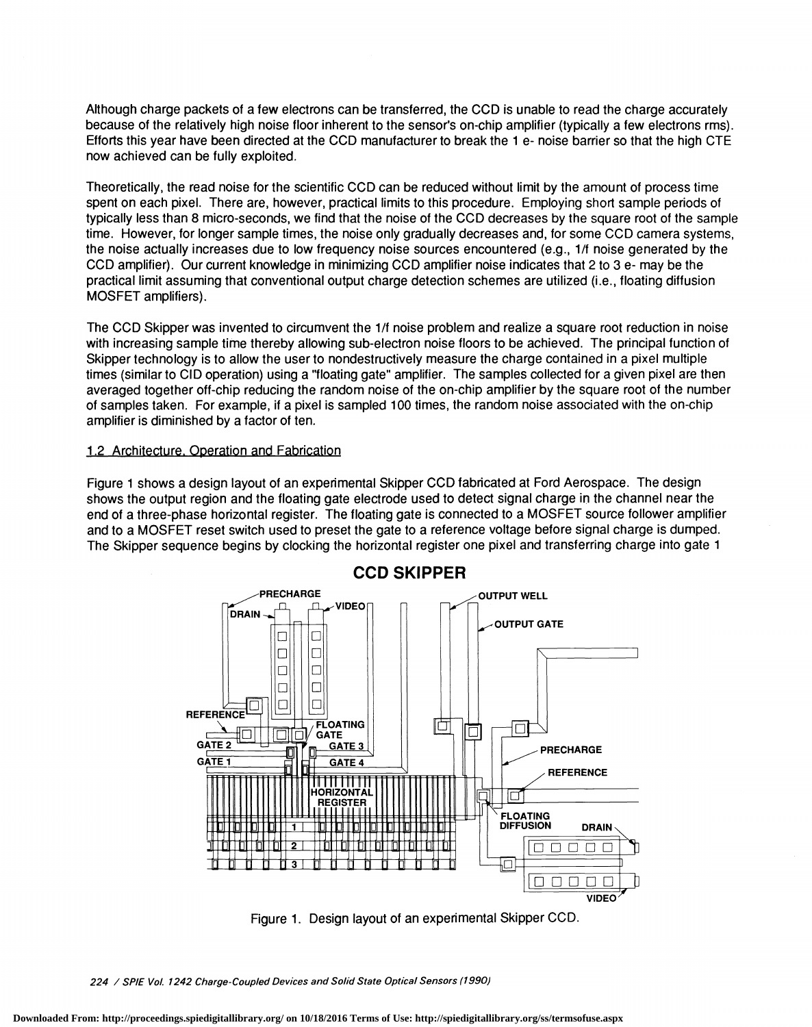Although charge packets of a few electrons can be transferred, the CCD is unable to read the charge accurately because of the relatively high noise floor inherent to the sensor's on-chip amplifier (typically a few electrons rms). Efforts this year have been directed at the CCD manufacturer to break the 1 e- noise barrier so that the high CTE now achieved can be fully exploited.

Theoretically, the read noise for the scientific CCD can be reduced without limit by the amount of process time spent on each pixel. There are, however, practical limits to this procedure. Employing short sample periods of typically less than 8 micro-seconds, we find that the noise of the CCD decreases by the square root of the sample time. However, for longer sample times, the noise only gradually decreases and, for some CCD camera systems, the noise actually increases due to low frequency noise sources encountered (e.g., 1/f noise generated by the CCD amplifier). Our current knowledge in minimizing CCD amplifier noise indicates that 2 to 3 e- may be the practical limit assuming that conventional output charge detection schemes are utilized (i.e., floating diffusion MOSFET amplifiers).

The CCD Skipper was invented to circumvent the 1/f noise problem and realize a square root reduction in noise with increasing sample time thereby allowing sub-electron noise floors to be achieved. The principal function of Skipper technology is to allow the user to nondestructively measure the charge contained in a pixel multiple times (similar to CID operation) using a "floating gate" amplifier. The samples collected for a given pixel are then averaged together off-chip reducing the random noise of the on-chip amplifier by the square root of the number of samples taken. For example, if a pixel is sampled 100 times, the random noise associated with the on-chip amplifier is diminished by a factor of ten.

## 1.2 Architecture, Operation and Fabrication

Figure 1 shows a design layout of an experimental Skipper CCD fabricated at Ford Aerospace. The design shows the output region and the floating gate electrode used to detect signal charge in the channel near the end of a three-phase horizontal register. The floating gate is connected to a MOSFET source follower amplifier and to a MOSFET reset switch used to preset the gate to a reference voltage before signal charge is dumped. The Skipper sequence begins by clocking the horizontal register one pixel and transferring charge into gate 1

**CCD SKIPPER**

Figure 1. Design layout of an experimental Skipper CCD.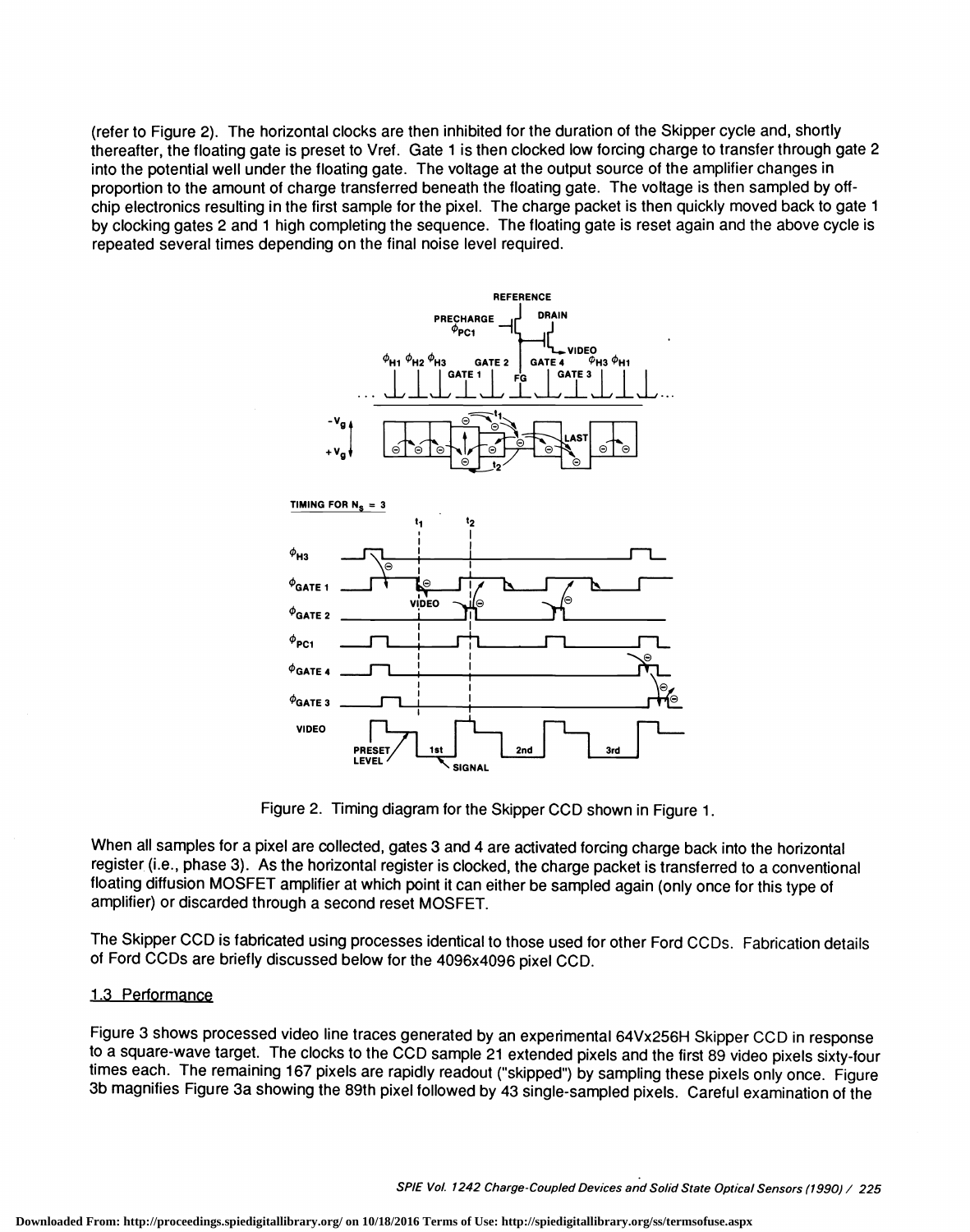(refer to Figure 2). The horizontal clocks are then inhibited for the duration of the Skipper cycle and, shortly thereafter, the floating gate is preset to Vref. Gate 1 is then clocked low forcing charge to transfer through gate 2 into the potential well under the floating gate. The voltage at the output source of the amplifier changes in proportion to the amount of charge transferred beneath the floating gate. The voltage is then sampled by off-chip electronics resulting in the first sample for the pixel. The charge packet is then quickly moved back to gate 1 by clocking gates 2 and 1 high completing the sequence. The floating gate is reset again and the above cycle is repeated several times depending on the final noise level required.

Figure 2. Timing diagram for the Skipper CCD shown in Figure 1.

When all samples for a pixel are collected, gates 3 and 4 are activated forcing charge back into the horizontal register (i.e., phase 3). As the horizontal register is clocked, the charge packet is transferred to a conventional floating diffusion MOSFET amplifier at which point it can either be sampled again (only once for this type of amplifier) or discarded through a second reset MOSFET.

The Skipper CCD is fabricated using processes identical to those used for other Ford CCDs. Fabrication details of Ford CCDs are briefly discussed below for the 4096x4096 pixel CCD.

## 1.3 Performance

Figure 3 shows processed video line traces generated by an experimental 64Vx256H Skipper CCD in response to a square-wave target. The clocks to the CCD sample 21 extended pixels and the first 89 video pixels sixty-four times each. The remaining 167 pixels are rapidly readout ("skipped") by sampling these pixels only once. Figure 3b magnifies Figure 3a showing the 89th pixel followed by 43 single-sampled pixels. Careful examination of the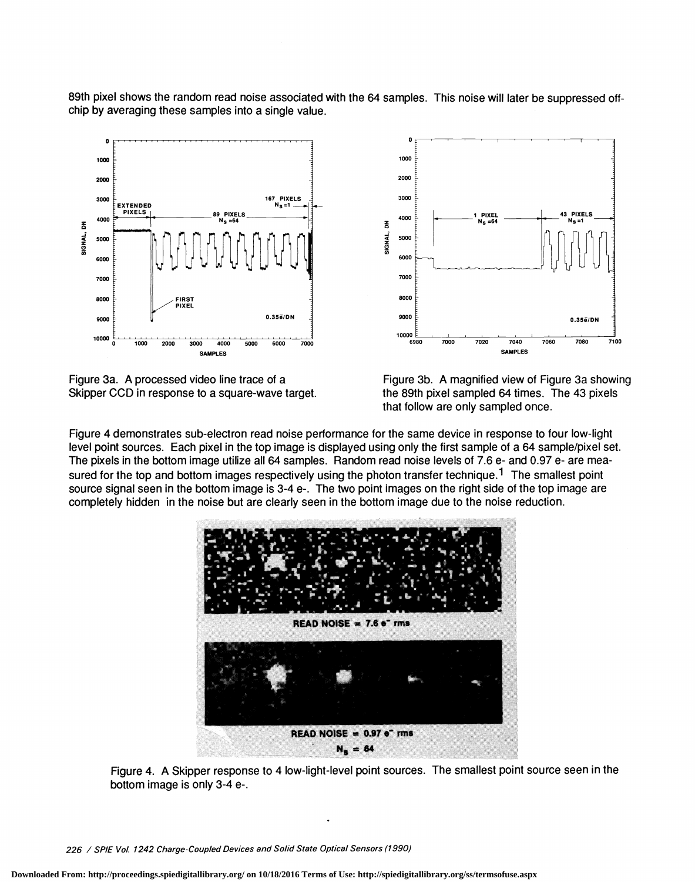89th pixel shows the random read noise associated with the 64 samples. This noise will later be suppressed off-chip by averaging these samples into a single value.

Figure 3a. A processed video line trace of a Skipper CCD in response to a square-wave target.

Figure 3b. A magnified view of Figure 3a showing the 89th pixel sampled 64 times. The 43 pixels that follow are only sampled once.

Figure 4 demonstrates sub-electron read noise performance for the same device in response to four low-light level point sources. Each pixel in the top image is displayed using only the first sample of a 64 sample/pixel set. The pixels in the bottom image utilize all 64 samples. Random read noise levels of 7.6 e- and 0.97 e- are measured for the top and bottom images respectively using the photon transfer technique.[1] The smallest point source signal seen in the bottom image is 3-4 e-. The two point images on the right side of the top image are completely hidden in the noise but are clearly seen in the bottom image due to the noise reduction.

Figure 4. A Skipper response to 4 low-light-level point sources. The smallest point source seen in the bottom image is only 3-4 e-.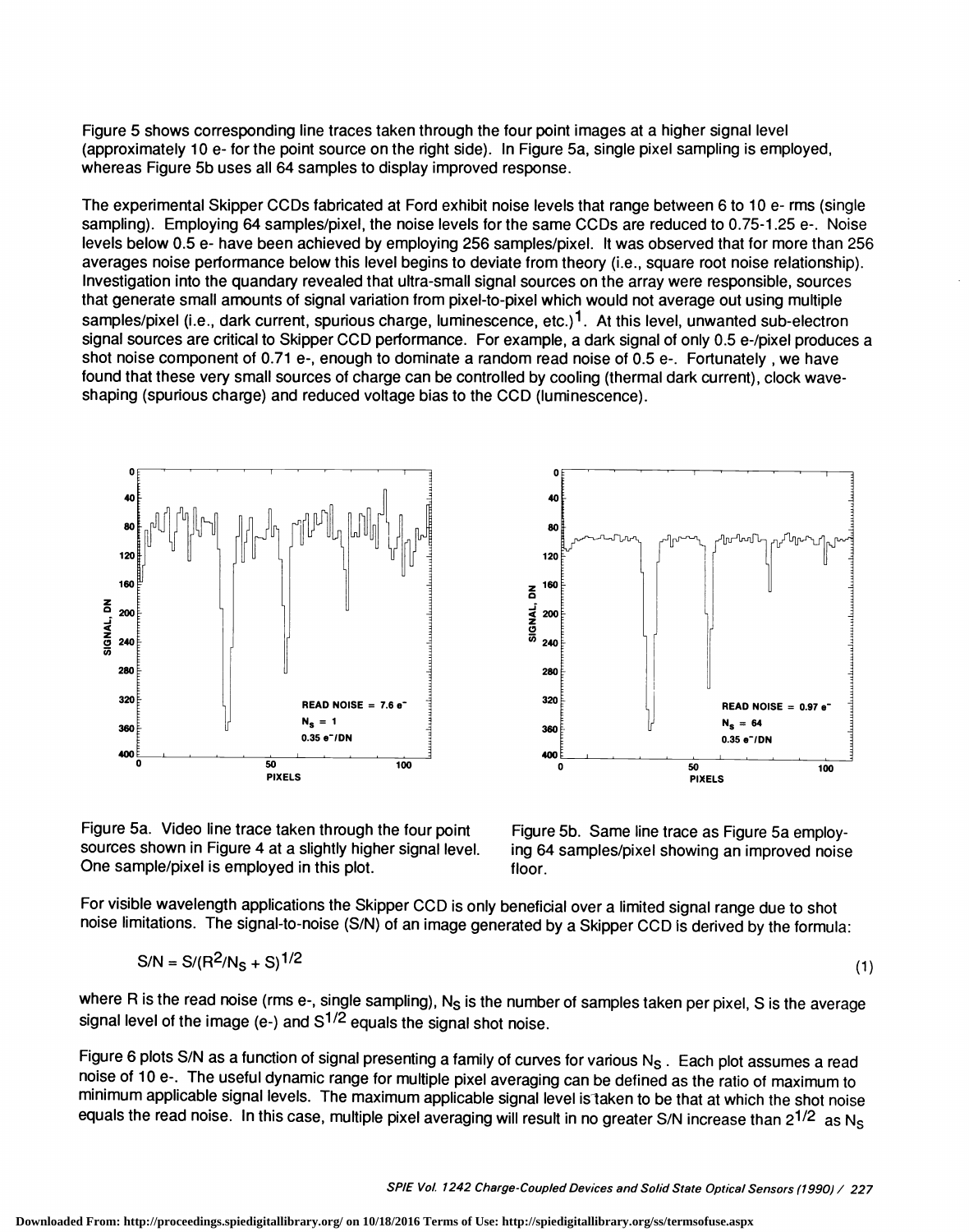Figure 5 shows corresponding line traces taken through the four point images at a higher signal level (approximately 10 e- for the point source on the right side). In Figure 5a, single pixel sampling is employed, whereas Figure 5b uses all 64 samples to display improved response.

The experimental Skipper CCDs fabricated at Ford exhibit noise levels that range between 6 to 10 e- rms (single sampling). Employing 64 samples/pixel, the noise levels for the same CCDs are reduced to 0.75-1.25 e-. Noise levels below 0.5 e- have been achieved by employing 256 samples/pixel. It was observed that for more than 256 averages noise performance below this level begins to deviate from theory (i.e., square root noise relationship). Investigation into the quandary revealed that ultra-small signal sources on the array were responsible, sources that generate small amounts of signal variation from pixel-to-pixel which would not average out using multiple samples/pixel (i.e., dark current, spurious charge, luminescence, etc.)[1]. At this level, unwanted sub-electron signal sources are critical to Skipper CCD performance. For example, a dark signal of only 0.5 e-/pixel produces a shot noise component of 0.71 e-, enough to dominate a random read noise of 0.5 e-. Fortunately , we have found that these very small sources of charge can be controlled by cooling (thermal dark current), clock wave-shaping (spurious charge) and reduced voltage bias to the CCD (luminescence).

Figure 5a. Video line trace taken through the four point sources shown in Figure 4 at a slightly higher signal level. One sample/pixel is employed in this plot.

Figure 5b. Same line trace as Figure 5a employing 64 samples/pixel showing an improved noise floor.

For visible wavelength applications the Skipper CCD is only beneficial over a limited signal range due to shot noise limitations. The signal-to-noise (S/N) of an image generated by a Skipper CCD is derived by the formula:

$$S/N = S/(R^2/N_S + S)^{1/2} \tag{1}$$

where R is the read noise (rms e-, single sampling), $N_S$ is the number of samples taken per pixel, S is the average signal level of the image (e-) and $S^{1/2}$ equals the signal shot noise.

Figure 6 plots S/N as a function of signal presenting a family of curves for various $N_S$. Each plot assumes a read noise of 10 e-. The useful dynamic range for multiple pixel averaging can be defined as the ratio of maximum to minimum applicable signal levels. The maximum applicable signal level is taken to be that at which the shot noise equals the read noise. In this case, multiple pixel averaging will result in no greater S/N increase than $2^{1/2}$ as $N_S$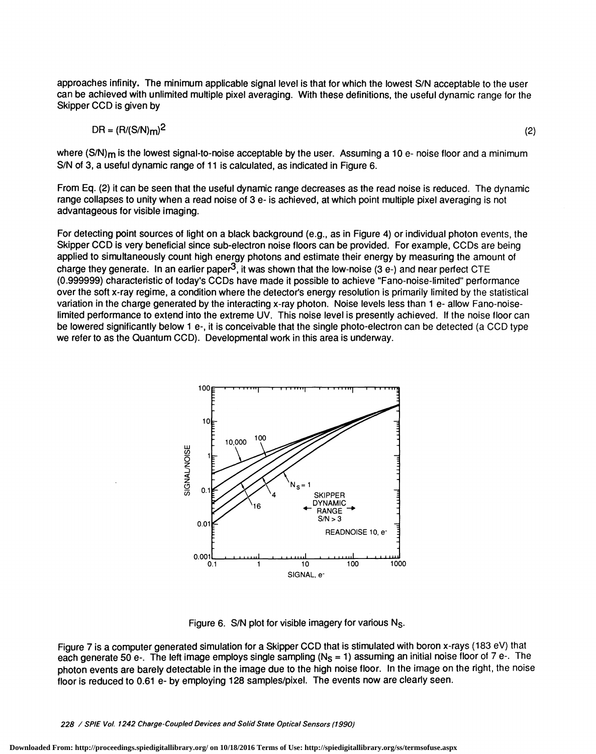approaches infinity. The minimum applicable signal level is that for which the lowest S/N acceptable to the user can be achieved with unlimited multiple pixel averaging. With these definitions, the useful dynamic range for the Skipper CCD is given by

$$DR = (R/(S/N)_m)^2 \tag{2}$$

where $(S/N)_m$ is the lowest signal-to-noise acceptable by the user. Assuming a 10 e- noise floor and a minimum S/N of 3, a useful dynamic range of 11 is calculated, as indicated in Figure 6.

From Eq. (2) it can be seen that the useful dynamic range decreases as the read noise is reduced. The dynamic range collapses to unity when a read noise of 3 e- is achieved, at which point multiple pixel averaging is not advantageous for visible imaging.

For detecting point sources of light on a black background (e.g., as in Figure 4) or individual photon events, the Skipper CCD is very beneficial since sub-electron noise floors can be provided. For example, CCDs are being applied to simultaneously count high energy photons and estimate their energy by measuring the amount of charge they generate. In an earlier paper[3], it was shown that the low-noise (3 e-) and near perfect CTE (0.999999) characteristic of today's CCDs have made it possible to achieve "Fano-noise-limited" performance over the soft x-ray regime, a condition where the detector's energy resolution is primarily limited by the statistical variation in the charge generated by the interacting x-ray photon. Noise levels less than 1 e- allow Fano-noise-limited performance to extend into the extreme UV. This noise level is presently achieved. If the noise floor can be lowered significantly below 1 e-, it is conceivable that the single photo-electron can be detected (a CCD type we refer to as the Quantum CCD). Developmental work in this area is underway.

Figure 6. S/N plot for visible imagery for various $N_S$.

Figure 7 is a computer generated simulation for a Skipper CCD that is stimulated with boron x-rays (183 eV) that each generate 50 e-. The left image employs single sampling ($N_S = 1$) assuming an initial noise floor of 7 e-. The photon events are barely detectable in the image due to the high noise floor. In the image on the right, the noise floor is reduced to 0.61 e- by employing 128 samples/pixel. The events now are clearly seen.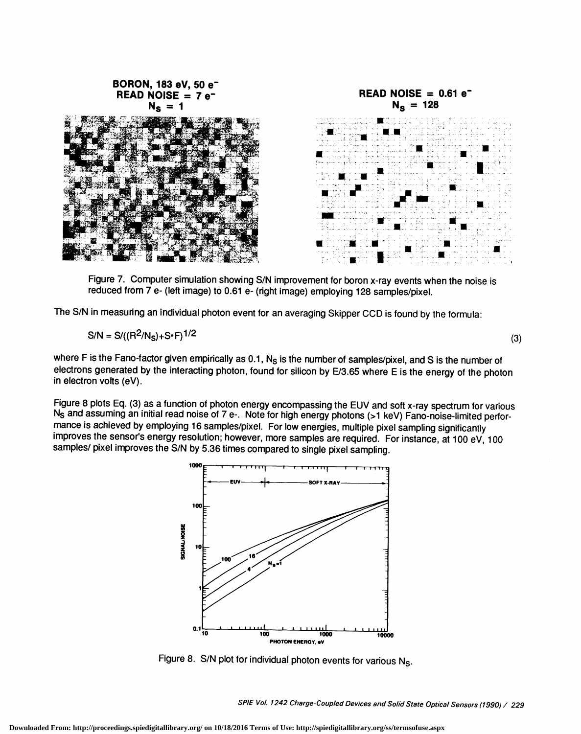Figure 7. Computer simulation showing S/N improvement for boron x-ray events when the noise is reduced from 7 e- (left image) to 0.61 e- (right image) employing 128 samples/pixel.

The S/N in measuring an individual photon event for an averaging Skipper CCD is found by the formula:

$$S/N = S/((R^2/N_S)+S*F)^{1/2} \tag{3}$$

where F is the Fano-factor given empirically as 0.1, $N_S$ is the number of samples/pixel, and S is the number of electrons generated by the interacting photon, found for silicon by E/3.65 where E is the energy of the photon in electron volts (eV).

Figure 8 plots Eq. (3) as a function of photon energy encompassing the EUV and soft x-ray spectrum for various $N_S$ and assuming an initial read noise of 7 e-. Note for high energy photons (>1 keV) Fano-noise-limited performance is achieved by employing 16 samples/pixel. For low energies, multiple pixel sampling significantly improves the sensor's energy resolution; however, more samples are required. For instance, at 100 eV, 100 samples/ pixel improves the S/N by 5.36 times compared to single pixel sampling.

Figure 8. S/N plot for individual photon events for various $N_S$.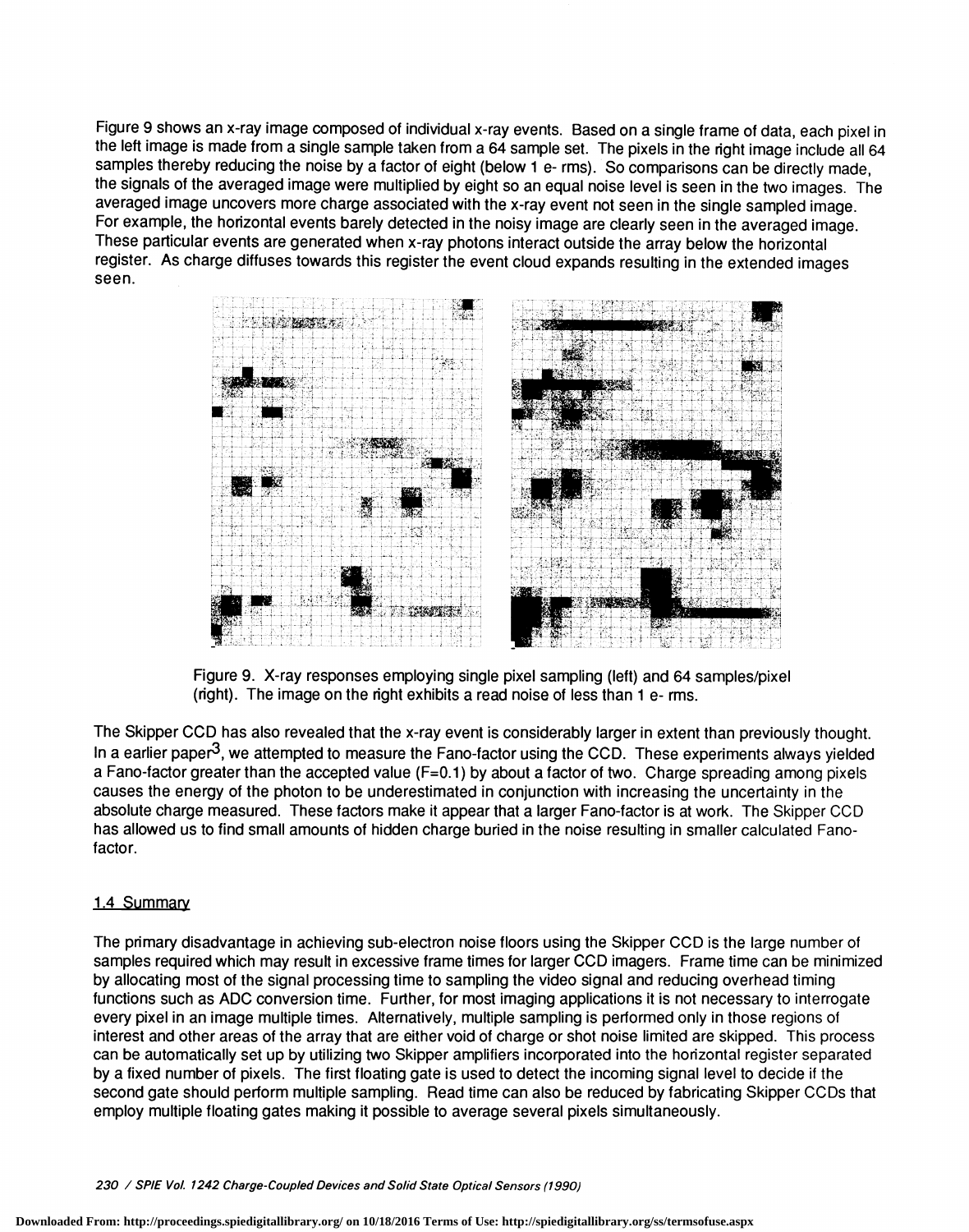Figure 9 shows an x-ray image composed of individual x-ray events. Based on a single frame of data, each pixel in the left image is made from a single sample taken from a 64 sample set. The pixels in the right image include all 64 samples thereby reducing the noise by a factor of eight (below 1 e- rms). So comparisons can be directly made, the signals of the averaged image were multiplied by eight so an equal noise level is seen in the two images. The averaged image uncovers more charge associated with the x-ray event not seen in the single sampled image. For example, the horizontal events barely detected in the noisy image are clearly seen in the averaged image. These particular events are generated when x-ray photons interact outside the array below the horizontal register. As charge diffuses towards this register the event cloud expands resulting in the extended images seen.

Figure 9. X-ray responses employing single pixel sampling (left) and 64 samples/pixel (right). The image on the right exhibits a read noise of less than 1 e- rms.

The Skipper CCD has also revealed that the x-ray event is considerably larger in extent than previously thought. In a earlier paper[3], we attempted to measure the Fano-factor using the CCD. These experiments always yielded a Fano-factor greater than the accepted value (F=0.1) by about a factor of two. Charge spreading among pixels causes the energy of the photon to be underestimated in conjunction with increasing the uncertainty in the absolute charge measured. These factors make it appear that a larger Fano-factor is at work. The Skipper CCD has allowed us to find small amounts of hidden charge buried in the noise resulting in smaller calculated Fano-factor.

## 1.4 Summary

The primary disadvantage in achieving sub-electron noise floors using the Skipper CCD is the large number of samples required which may result in excessive frame times for larger CCD imagers. Frame time can be minimized by allocating most of the signal processing time to sampling the video signal and reducing overhead timing functions such as ADC conversion time. Further, for most imaging applications it is not necessary to interrogate every pixel in an image multiple times. Alternatively, multiple sampling is performed only in those regions of interest and other areas of the array that are either void of charge or shot noise limited are skipped. This process can be automatically set up by utilizing two Skipper amplifiers incorporated into the horizontal register separated by a fixed number of pixels. The first floating gate is used to detect the incoming signal level to decide if the second gate should perform multiple sampling. Read time can also be reduced by fabricating Skipper CCDs that employ multiple floating gates making it possible to average several pixels simultaneously.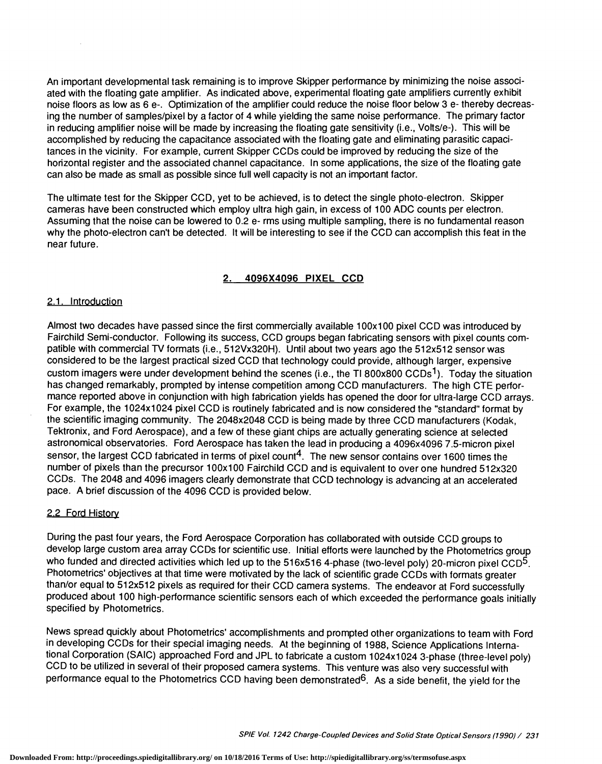An important developmental task remaining is to improve Skipper performance by minimizing the noise associated with the floating gate amplifier. As indicated above, experimental floating gate amplifiers currently exhibit noise floors as low as 6 e-. Optimization of the amplifier could reduce the noise floor below 3 e- thereby decreasing the number of samples/pixel by a factor of 4 while yielding the same noise performance. The primary factor in reducing amplifier noise will be made by increasing the floating gate sensitivity (i.e., Volts/e-). This will be accomplished by reducing the capacitance associated with the floating gate and eliminating parasitic capacitances in the vicinity. For example, current Skipper CCDs could be improved by reducing the size of the horizontal register and the associated channel capacitance. In some applications, the size of the floating gate can also be made as small as possible since full well capacity is not an important factor.

The ultimate test for the Skipper CCD, yet to be achieved, is to detect the single photo-electron. Skipper cameras have been constructed which employ ultra high gain, in excess of 100 ADC counts per electron. Assuming that the noise can be lowered to 0.2 e- rms using multiple sampling, there is no fundamental reason why the photo-electron can't be detected. It will be interesting to see if the CCD can accomplish this feat in the near future.

## 2. 4096X4096 PIXEL CCD

### 2.1. Introduction

Almost two decades have passed since the first commercially available 100x100 pixel CCD was introduced by Fairchild Semi-conductor. Following its success, CCD groups began fabricating sensors with pixel counts compatible with commercial TV formats (i.e., 512Vx320H). Until about two years ago the 512x512 sensor was considered to be the largest practical sized CCD that technology could provide, although larger, expensive custom imagers were under development behind the scenes (i.e., the TI 800x800 CCDs[1]). Today the situation has changed remarkably, prompted by intense competition among CCD manufacturers. The high CTE performance reported above in conjunction with high fabrication yields has opened the door for ultra-large CCD arrays. For example, the 1024x1024 pixel CCD is routinely fabricated and is now considered the "standard" format by the scientific imaging community. The 2048x2048 CCD is being made by three CCD manufacturers (Kodak, Tektronix, and Ford Aerospace), and a few of these giant chips are actually generating science at selected astronomical observatories. Ford Aerospace has taken the lead in producing a 4096x4096 7.5-micron pixel sensor, the largest CCD fabricated in terms of pixel count[4]. The new sensor contains over 1600 times the number of pixels than the precursor 100x100 Fairchild CCD and is equivalent to over one hundred 512x320 CCDs. The 2048 and 4096 imagers clearly demonstrate that CCD technology is advancing at an accelerated pace. A brief discussion of the 4096 CCD is provided below.

### 2.2 Ford History

During the past four years, the Ford Aerospace Corporation has collaborated with outside CCD groups to develop large custom area array CCDs for scientific use. Initial efforts were launched by the Photometrics group who funded and directed activities which led up to the 516x516 4-phase (two-level poly) 20-micron pixel CCD[5]. Photometrics' objectives at that time were motivated by the lack of scientific grade CCDs with formats greater than/or equal to 512x512 pixels as required for their CCD camera systems. The endeavor at Ford successfully produced about 100 high-performance scientific sensors each of which exceeded the performance goals initially specified by Photometrics.

News spread quickly about Photometrics' accomplishments and prompted other organizations to team with Ford in developing CCDs for their special imaging needs. At the beginning of 1988, Science Applications International Corporation (SAIC) approached Ford and JPL to fabricate a custom 1024x1024 3-phase (three-level poly) CCD to be utilized in several of their proposed camera systems. This venture was also very successful with performance equal to the Photometrics CCD having been demonstrated[6]. As a side benefit, the yield for the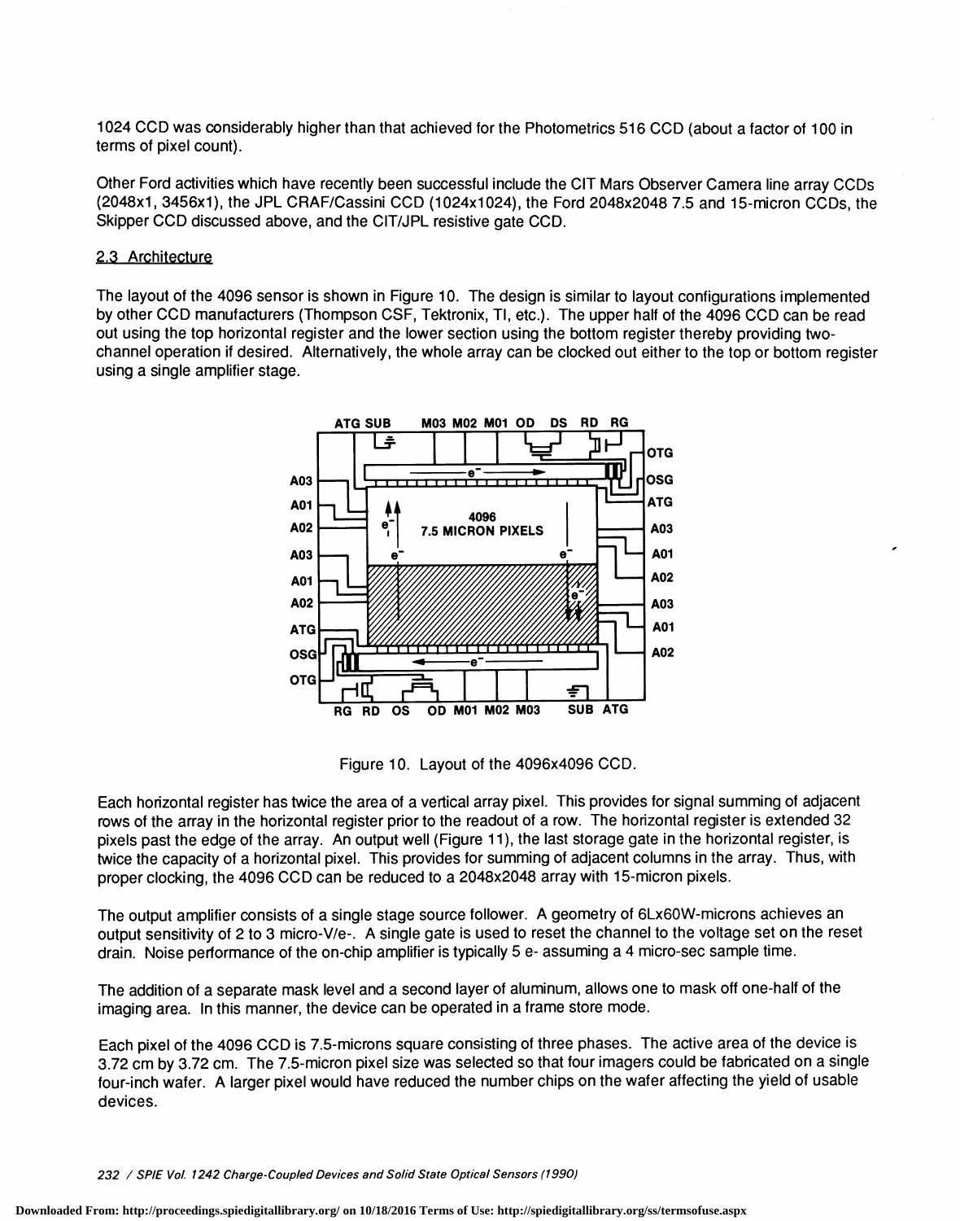1024 CCD was considerably higher than that achieved for the Photometrics 516 CCD (about a factor of 100 in terms of pixel count).

Other Ford activities which have recently been successful include the CIT Mars Observer Camera line array CCDs (2048x1, 3456x1), the JPL CRAF/Cassini CCD (1024x1024), the Ford 2048x2048 7.5 and 15-micron CCDs, the Skipper CCD discussed above, and the CIT/JPL resistive gate CCD.

## 2.3 Architecture

The layout of the 4096 sensor is shown in Figure 10. The design is similar to layout configurations implemented by other CCD manufacturers (Thompson CSF, Tektronix, TI, etc.). The upper half of the 4096 CCD can be read out using the top horizontal register and the lower section using the bottom register thereby providing two-channel operation if desired. Alternatively, the whole array can be clocked out either to the top or bottom register using a single amplifier stage.

Figure 10. Layout of the 4096x4096 CCD.

Each horizontal register has twice the area of a vertical array pixel. This provides for signal summing of adjacent rows of the array in the horizontal register prior to the readout of a row. The horizontal register is extended 32 pixels past the edge of the array. An output well (Figure 11), the last storage gate in the horizontal register, is twice the capacity of a horizontal pixel. This provides for summing of adjacent columns in the array. Thus, with proper clocking, the 4096 CCD can be reduced to a 2048x2048 array with 15-micron pixels.

The output amplifier consists of a single stage source follower. A geometry of 6Lx60W-microns achieves an output sensitivity of 2 to 3 micro-V/e-. A single gate is used to reset the channel to the voltage set on the reset drain. Noise performance of the on-chip amplifier is typically 5 e- assuming a 4 micro-sec sample time.

The addition of a separate mask level and a second layer of aluminum, allows one to mask off one-half of the imaging area. In this manner, the device can be operated in a frame store mode.

Each pixel of the 4096 CCD is 7.5-microns square consisting of three phases. The active area of the device is 3.72 cm by 3.72 cm. The 7.5-micron pixel size was selected so that four imagers could be fabricated on a single four-inch wafer. A larger pixel would have reduced the number chips on the wafer affecting the yield of usable devices.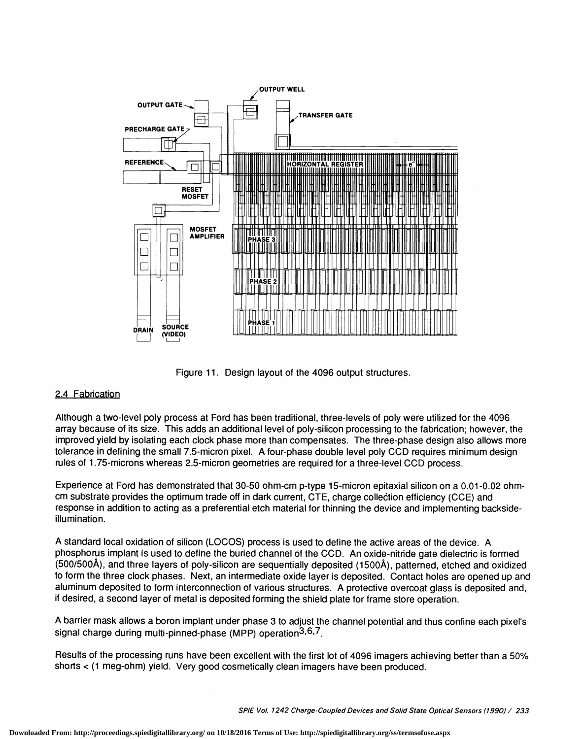Figure 11. Design layout of the 4096 output structures.

## 2.4 Fabrication

Although a two-level poly process at Ford has been traditional, three-levels of poly were utilized for the 4096 array because of its size. This adds an additional level of poly-silicon processing to the fabrication; however, the improved yield by isolating each clock phase more than compensates. The three-phase design also allows more tolerance in defining the small 7.5-micron pixel. A four-phase double level poly CCD requires minimum design rules of 1.75-microns whereas 2.5-micron geometries are required for a three-level CCD process.

Experience at Ford has demonstrated that 30-50 ohm-cm p-type 15-micron epitaxial silicon on a 0.01-0.02 ohm-cm substrate provides the optimum trade off in dark current, CTE, charge collection efficiency (CCE) and response in addition to acting as a preferential etch material for thinning the device and implementing backside-illumination.

A standard local oxidation of silicon (LOCOS) process is used to define the active areas of the device. A phosphorus implant is used to define the buried channel of the CCD. An oxide-nitride gate dielectric is formed (500/500Å), and three layers of poly-silicon are sequentially deposited (1500Å), patterned, etched and oxidized to form the three clock phases. Next, an intermediate oxide layer is deposited. Contact holes are opened up and aluminum deposited to form interconnection of various structures. A protective overcoat glass is deposited and, if desired, a second layer of metal is deposited forming the shield plate for frame store operation.

A barrier mask allows a boron implant under phase 3 to adjust the channel potential and thus confine each pixel's signal charge during multi-pinned-phase (MPP) operation[3,6,7].

Results of the processing runs have been excellent with the first lot of 4096 imagers achieving better than a 50% shorts < (1 meg-ohm) yield. Very good cosmetically clean imagers have been produced.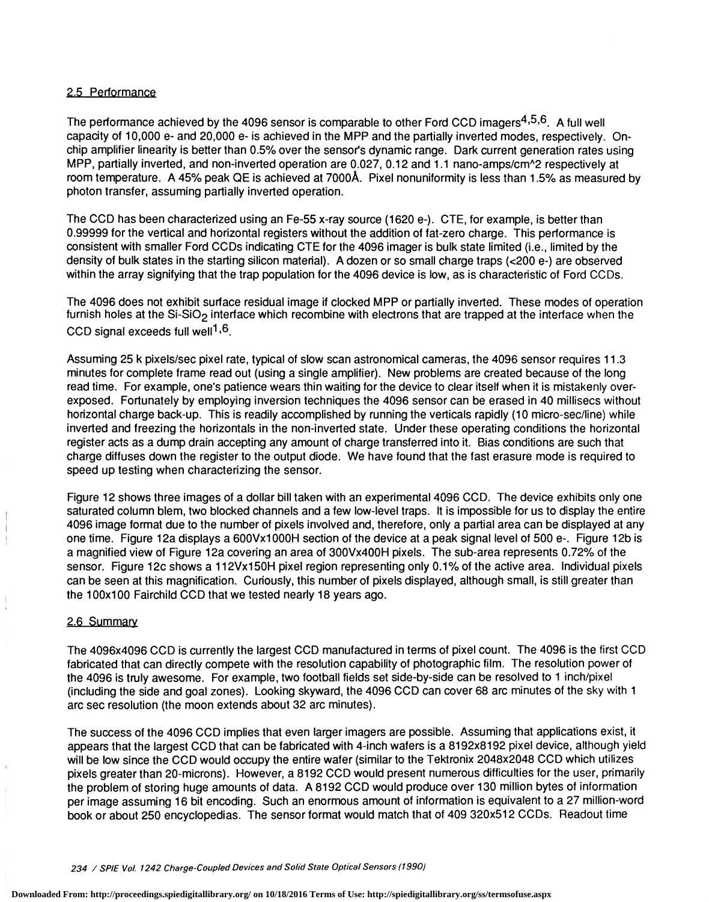## 2.5 Performance

The performance achieved by the 4096 sensor is comparable to other Ford CCD imagers[4,5,6]. A full well capacity of 10,000 e- and 20,000 e- is achieved in the MPP and the partially inverted modes, respectively. On-chip amplifier linearity is better than 0.5% over the sensor's dynamic range. Dark current generation rates using MPP, partially inverted, and non-inverted operation are 0.027, 0.12 and 1.1 nano-amps/cm^2 respectively at room temperature. A 45% peak QE is achieved at 7000Å. Pixel nonuniformity is less than 1.5% as measured by photon transfer, assuming partially inverted operation.

The CCD has been characterized using an Fe-55 x-ray source (1620 e-). CTE, for example, is better than 0.99999 for the vertical and horizontal registers without the addition of fat-zero charge. This performance is consistent with smaller Ford CCDs indicating CTE for the 4096 imager is bulk state limited (i.e., limited by the density of bulk states in the starting silicon material). A dozen or so small charge traps (<200 e-) are observed within the array signifying that the trap population for the 4096 device is low, as is characteristic of Ford CCDs.

The 4096 does not exhibit surface residual image if clocked MPP or partially inverted. These modes of operation furnish holes at the Si-$SiO_2$ interface which recombine with electrons that are trapped at the interface when the CCD signal exceeds full well[1,6].

Assuming 25 k pixels/sec pixel rate, typical of slow scan astronomical cameras, the 4096 sensor requires 11.3 minutes for complete frame read out (using a single amplifier). New problems are created because of the long read time. For example, one's patience wears thin waiting for the device to clear itself when it is mistakenly over-exposed. Fortunately by employing inversion techniques the 4096 sensor can be erased in 40 millisecs without horizontal charge back-up. This is readily accomplished by running the verticals rapidly (10 micro-sec/line) while inverted and freezing the horizontals in the non-inverted state. Under these operating conditions the horizontal register acts as a dump drain accepting any amount of charge transferred into it. Bias conditions are such that charge diffuses down the register to the output diode. We have found that the fast erasure mode is required to speed up testing when characterizing the sensor.

Figure 12 shows three images of a dollar bill taken with an experimental 4096 CCD. The device exhibits only one saturated column blem, two blocked channels and a few low-level traps. It is impossible for us to display the entire 4096 image format due to the number of pixels involved and, therefore, only a partial area can be displayed at any one time. Figure 12a displays a 600Vx1000H section of the device at a peak signal level of 500 e-. Figure 12b is a magnified view of Figure 12a covering an area of 300Vx400H pixels. The sub-area represents 0.72% of the sensor. Figure 12c shows a 112Vx150H pixel region representing only 0.1% of the active area. Individual pixels can be seen at this magnification. Curiously, this number of pixels displayed, although small, is still greater than the 100x100 Fairchild CCD that we tested nearly 18 years ago.

## 2.6 Summary

The 4096x4096 CCD is currently the largest CCD manufactured in terms of pixel count. The 4096 is the first CCD fabricated that can directly compete with the resolution capability of photographic film. The resolution power of the 4096 is truly awesome. For example, two football fields set side-by-side can be resolved to 1 inch/pixel (including the side and goal zones). Looking skyward, the 4096 CCD can cover 68 arc minutes of the sky with 1 arc sec resolution (the moon extends about 32 arc minutes).

The success of the 4096 CCD implies that even larger imagers are possible. Assuming that applications exist, it appears that the largest CCD that can be fabricated with 4-inch wafers is a 8192x8192 pixel device, although yield will be low since the CCD would occupy the entire wafer (similar to the Tektronix 2048x2048 CCD which utilizes pixels greater than 20-microns). However, a 8192 CCD would present numerous difficulties for the user, primarily the problem of storing huge amounts of data. A 8192 CCD would produce over 130 million bytes of information per image assuming 16 bit encoding. Such an enormous amount of information is equivalent to a 27 million-word book or about 250 encyclopedias. The sensor format would match that of 409 320x512 CCDs. Readout time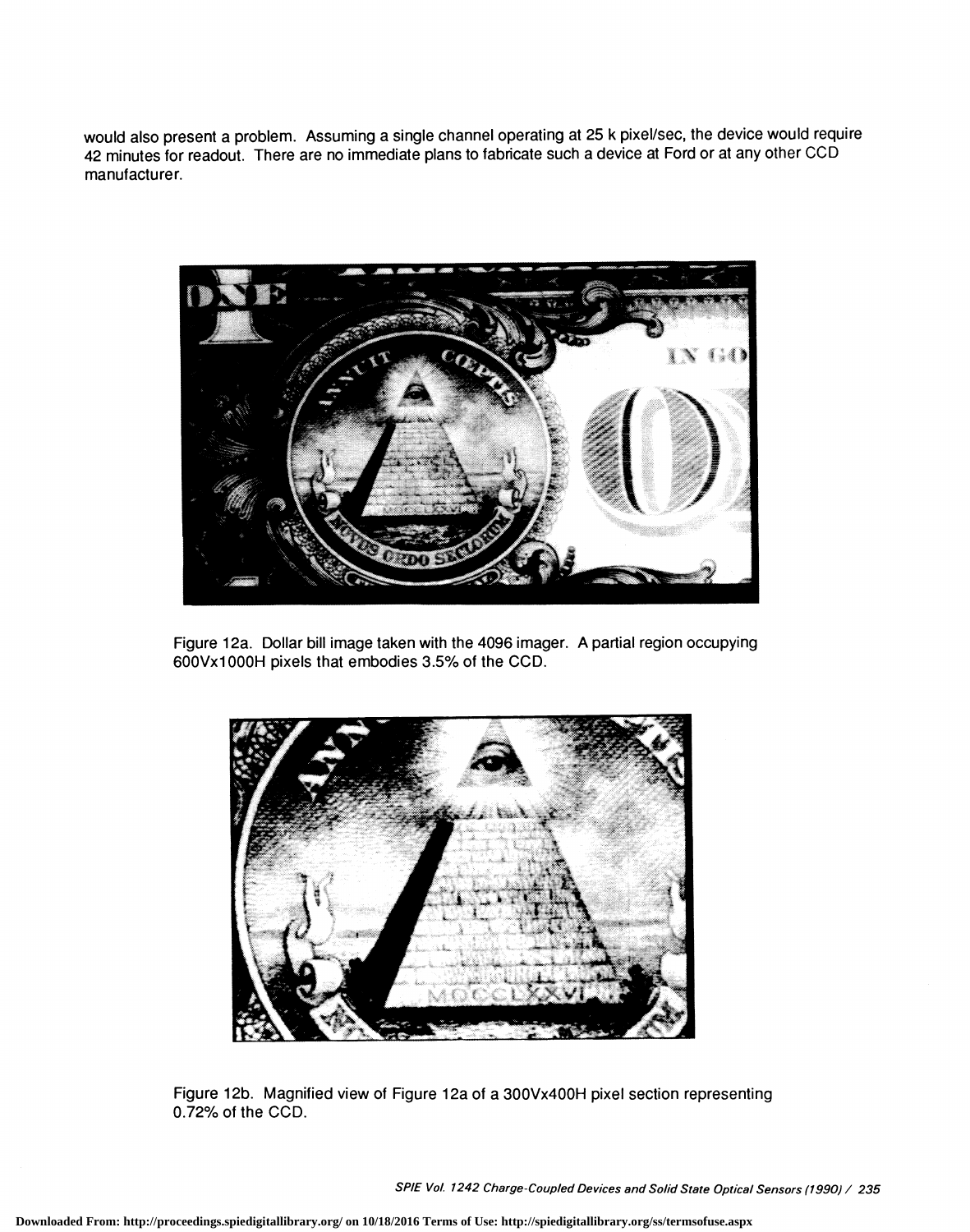would also present a problem. Assuming a single channel operating at 25 k pixel/sec, the device would require 42 minutes for readout. There are no immediate plans to fabricate such a device at Ford or at any other CCD manufacturer.

Figure 12a. Dollar bill image taken with the 4096 imager. A partial region occupying 600Vx1000H pixels that embodies 3.5% of the CCD.

Figure 12b. Magnified view of Figure 12a of a 300Vx400H pixel section representing 0.72% of the CCD.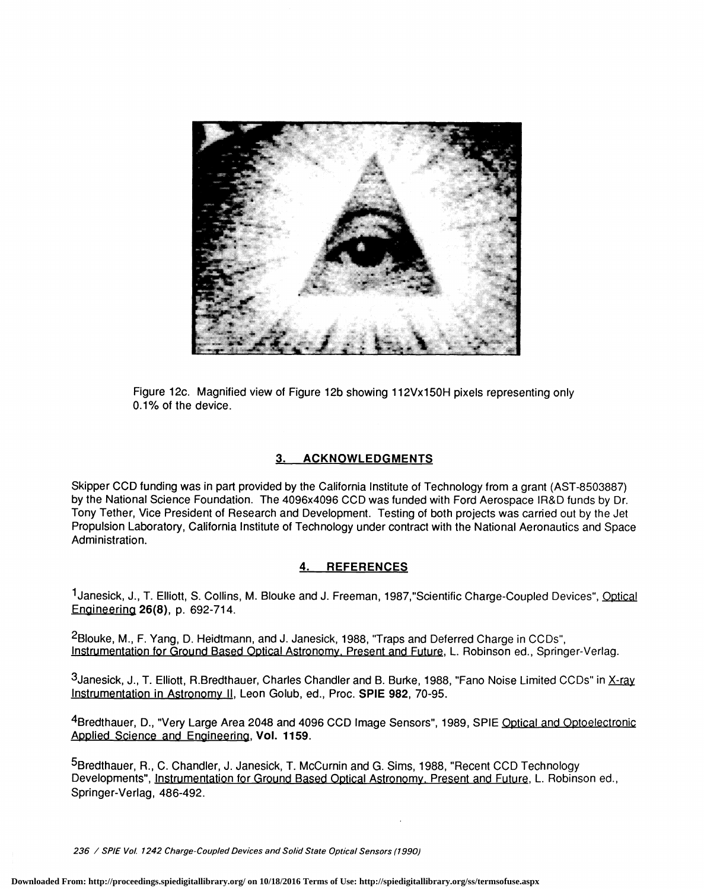Figure 12c. Magnified view of Figure 12b showing 112Vx150H pixels representing only 0.1% of the device.

## 3. ACKNOWLEDGMENTS

Skipper CCD funding was in part provided by the California Institute of Technology from a grant (AST-8503887) by the National Science Foundation. The 4096x4096 CCD was funded with Ford Aerospace IR&D funds by Dr. Tony Tether, Vice President of Research and Development. Testing of both projects was carried out by the Jet Propulsion Laboratory, California Institute of Technology under contract with the National Aeronautics and Space Administration.

## 4. REFERENCES

[1]Janesick, J., T. Elliott, S. Collins, M. Blouke and J. Freeman, 1987,"Scientific Charge-Coupled Devices", Optical Engineering **26(8)**, p. 692-714.

[2]Blouke, M., F. Yang, D. Heidtmann, and J. Janesick, 1988, "Traps and Deferred Charge in CCDs", Instrumentation for Ground Based Optical Astronomy, Present and Future, L. Robinson ed., Springer-Verlag.

[3]Janesick, J., T. Elliott, R.Bredthauer, Charles Chandler and B. Burke, 1988, "Fano Noise Limited CCDs" in X-ray Instrumentation in Astronomy II, Leon Golub, ed., Proc. **SPIE 982**, 70-95.

[4]Bredthauer, D., "Very Large Area 2048 and 4096 CCD Image Sensors", 1989, SPIE Optical and Optoelectronic Applied Science and Engineering, **Vol. 1159**.

[5]Bredthauer, R., C. Chandler, J. Janesick, T. McCurnin and G. Sims, 1988, "Recent CCD Technology Developments", Instrumentation for Ground Based Optical Astronomy, Present and Future, L. Robinson ed., Springer-Verlag, 486-492.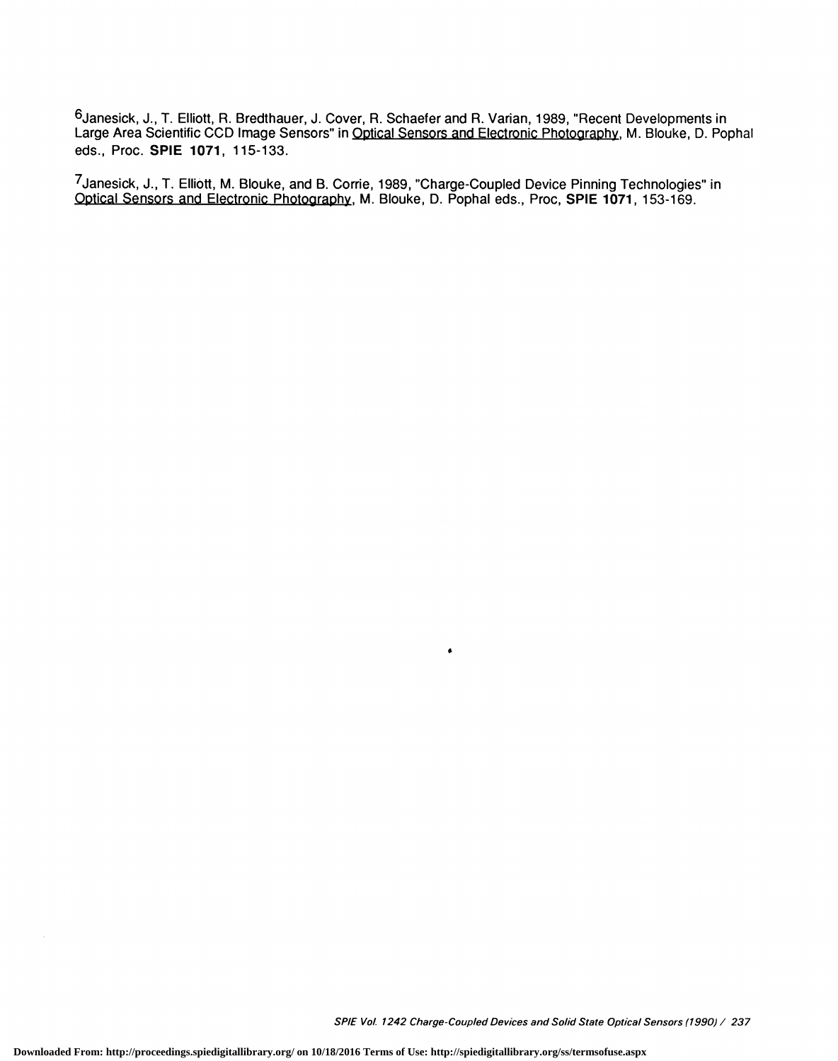[6]Janesick, J., T. Elliott, R. Bredthauer, J. Cover, R. Schaefer and R. Varian, 1989, "Recent Developments in Large Area Scientific CCD Image Sensors" in Optical Sensors and Electronic Photography, M. Blouke, D. Pophal eds., Proc. **SPIE 1071**, 115-133.

[7]Janesick, J., T. Elliott, M. Blouke, and B. Corrie, 1989, "Charge-Coupled Device Pinning Technologies" in Optical Sensors and Electronic Photography, M. Blouke, D. Pophal eds., Proc, **SPIE 1071**, 153-169.